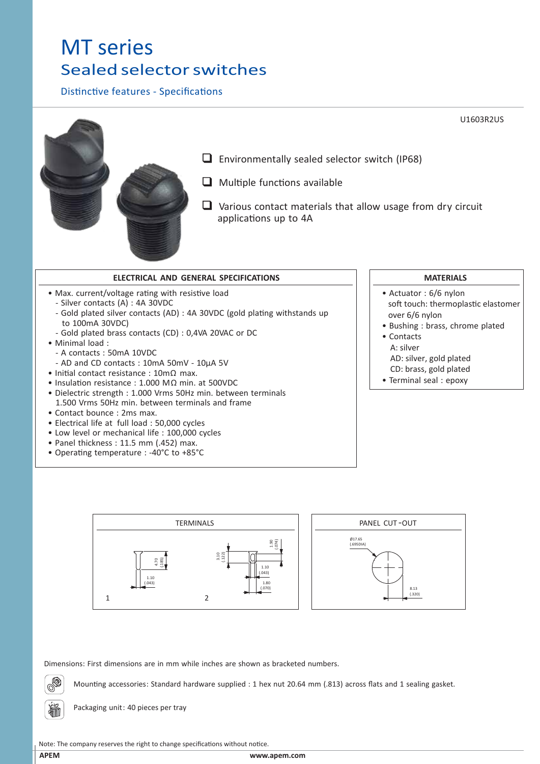# MT series

## Sealed selector switches

### Distinctive features - Specifications

U1603R2US

- Environmentally sealed selector switch (IP68)
- Multiple functions available
- Various contact materials that allow usage from dry circuit applications up to 4A

### ELECTRICAL AND GENERAL SPECIFICATIONS

- Max. current/voltage rating with resistive load
  - Silver contacts (A) : 4A 30VDC
  - Gold plated silver contacts (AD) : 4A 30VDC (gold plating withstands up to 100mA 30VDC)
  - Gold plated brass contacts (CD) : 0,4VA 20VAC or DC
- Minimal load :
  - A contacts : 50mA 10VDC
  - AD and CD contacts : 10mA 50mV - 10µA 5V
- Initial contact resistance : 10mΩ max.
- Insulation resistance : 1.000 MΩ min. at 500VDC
- Dielectric strength : 1.000 Vrms 50Hz min. between terminals
  1.500 Vrms 50Hz min. between terminals and frame
- Contact bounce : 2ms max.
- Electrical life at full load : 50,000 cycles
- Low level or mechanical life : 100,000 cycles
- Panel thickness : 11.5 mm (.452) max.
- Operating temperature : -40°C to +85°C

### MATERIALS

- Actuator : 6/6 nylon
  soft touch: thermoplastic elastomer over 6/6 nylon
- Bushing : brass, chrome plated
- Contacts
  A: silver
  AD: silver, gold plated
  CD: brass, gold plated
- Terminal seal : epoxy

### TERMINALS

1: 4.70 (.185), 1.10 (.043)

2: 3.10 (.122), 1.90 (.074), 1.10 (.043), 1.80 (.070)

### PANEL CUT-OUT

Ø17.65 (.695DIA)

8.13 (.320)

Dimensions: First dimensions are in mm while inches are shown as bracketed numbers.

Mounting accessories: Standard hardware supplied : 1 hex nut 20.64 mm (.813) across flats and 1 sealing gasket.

Packaging unit: 40 pieces per tray

Note: The company reserves the right to change specifications without notice.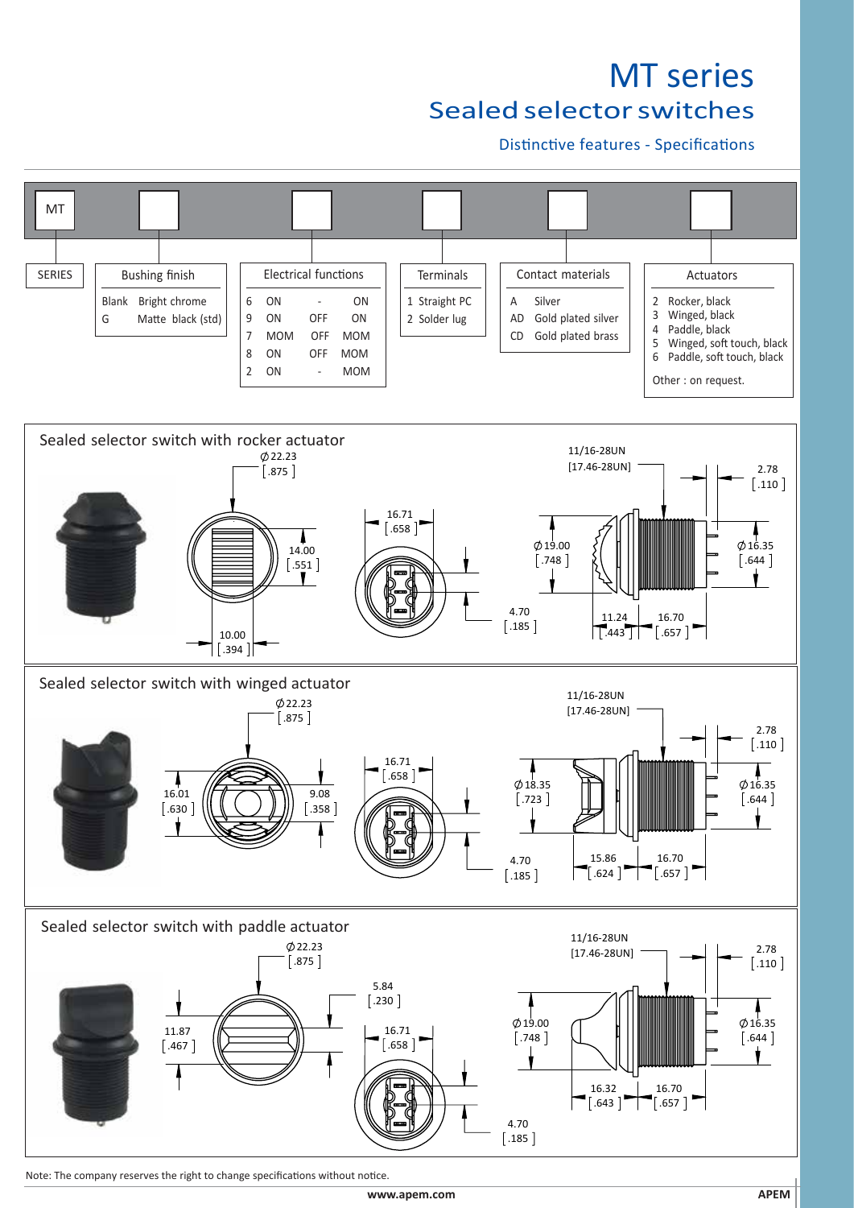# MT series

## Sealed selector switches

Distinctive features - Specifications

MT

| SERIES | Bushing finish | Electrical functions | Terminals | Contact materials | Actuators |
|---|---|---|---|---|---|
| | Blank Bright chrome | 6 ON - ON | 1 Straight PC | A Silver | 2 Rocker, black |
| | G Matte black (std) | 9 ON OFF ON | 2 Solder lug | AD Gold plated silver | 3 Winged, black |
| | | 7 MOM OFF MOM | | CD Gold plated brass | 4 Paddle, black |
| | | 8 ON OFF MOM | | | 5 Winged, soft touch, black |
| | | 2 ON - MOM | | | 6 Paddle, soft touch, black |
| | | | | | Other : on request. |

### Sealed selector switch with rocker actuator

Ø22.23 [.875]
14.00 [.551]
10.00 [.394]
16.71 [.658]
4.70 [.185]
11/16-28UN [17.46-28UN]
Ø19.00 [.748]
11.24 [.443]
16.70 [.657]
2.78 [.110]
Ø16.35 [.644]

### Sealed selector switch with winged actuator

Ø22.23 [.875]
16.01 [.630]
9.08 [.358]
16.71 [.658]
4.70 [.185]
11/16-28UN [17.46-28UN]
Ø18.35 [.723]
15.86 [.624]
16.70 [.657]
2.78 [.110]
Ø16.35 [.644]

### Sealed selector switch with paddle actuator

Ø22.23 [.875]
11.87 [.467]
5.84 [.230]
16.71 [.658]
4.70 [.185]
11/16-28UN [17.46-28UN]
Ø19.00 [.748]
16.32 [.643]
16.70 [.657]
2.78 [.110]
Ø16.35 [.644]

Note: The company reserves the right to change specifications without notice.

www.apem.com

APEM